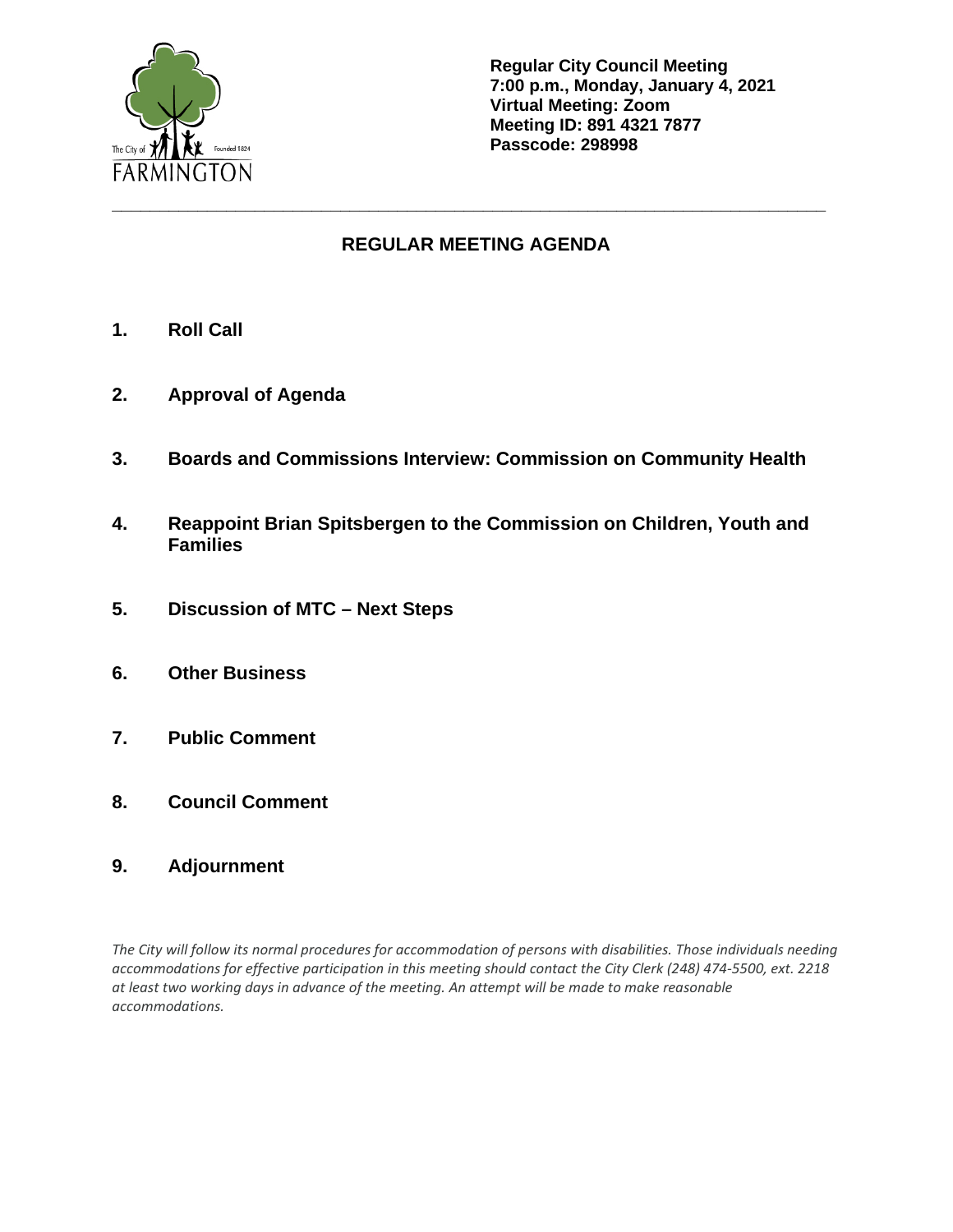The City of FARMINGTON Founded 1824

**Regular City Council Meeting**
**7:00 p.m., Monday, January 4, 2021**
**Virtual Meeting: Zoom**
**Meeting ID: 891 4321 7877**
**Passcode: 298998**

---

## REGULAR MEETING AGENDA

1. **Roll Call**

2. **Approval of Agenda**

3. **Boards and Commissions Interview: Commission on Community Health**

4. **Reappoint Brian Spitsbergen to the Commission on Children, Youth and Families**

5. **Discussion of MTC – Next Steps**

6. **Other Business**

7. **Public Comment**

8. **Council Comment**

9. **Adjournment**

*The City will follow its normal procedures for accommodation of persons with disabilities. Those individuals needing accommodations for effective participation in this meeting should contact the City Clerk (248) 474-5500, ext. 2218 at least two working days in advance of the meeting. An attempt will be made to make reasonable accommodations.*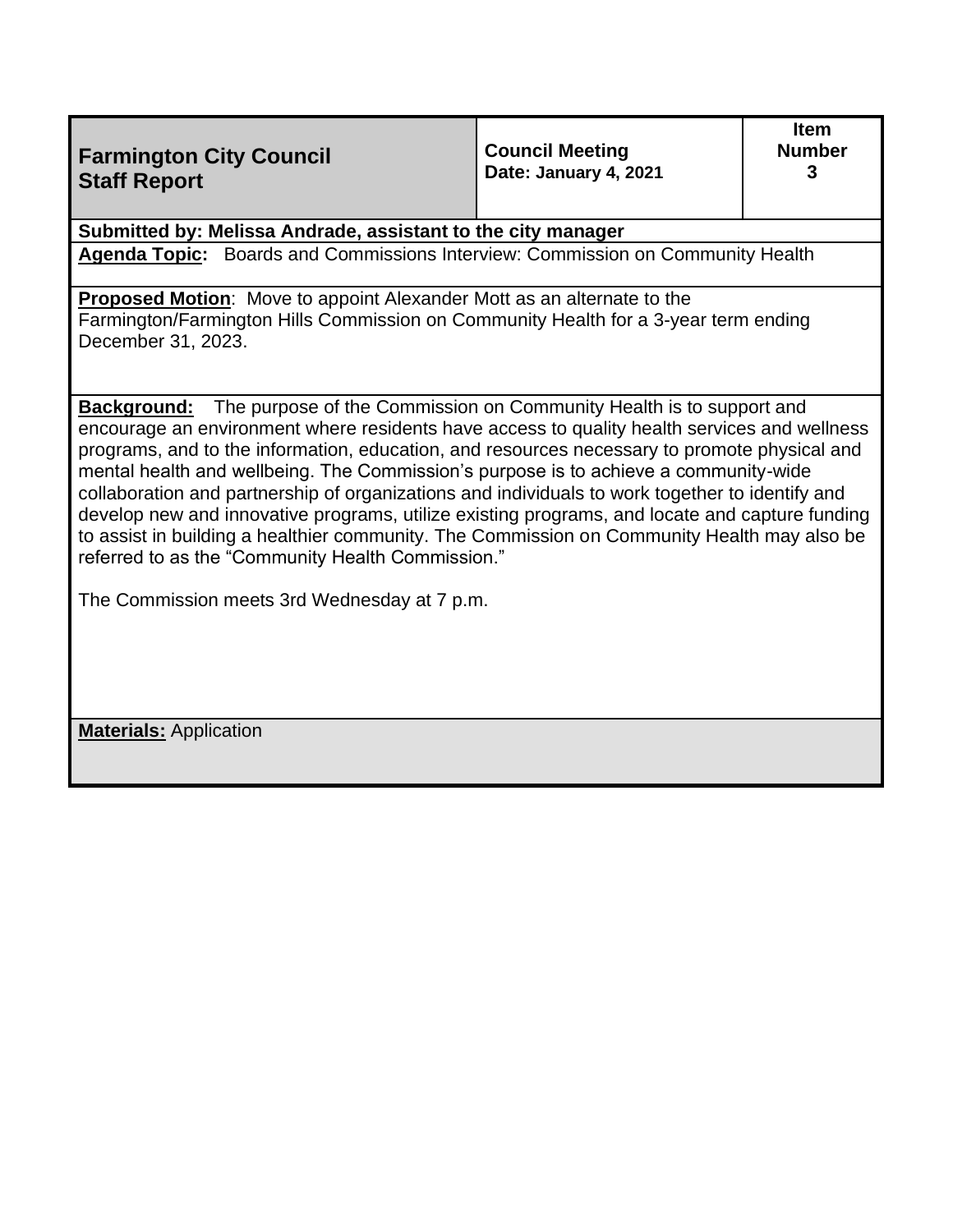| **Farmington City Council Staff Report** | **Council Meeting Date: January 4, 2021** | **Item Number 3** |
|---|---|---|

**Submitted by: Melissa Andrade, assistant to the city manager**

**Agenda Topic:** Boards and Commissions Interview: Commission on Community Health

**Proposed Motion**: Move to appoint Alexander Mott as an alternate to the Farmington/Farmington Hills Commission on Community Health for a 3-year term ending December 31, 2023.

**Background:** The purpose of the Commission on Community Health is to support and encourage an environment where residents have access to quality health services and wellness programs, and to the information, education, and resources necessary to promote physical and mental health and wellbeing. The Commission's purpose is to achieve a community-wide collaboration and partnership of organizations and individuals to work together to identify and develop new and innovative programs, utilize existing programs, and locate and capture funding to assist in building a healthier community. The Commission on Community Health may also be referred to as the "Community Health Commission."

The Commission meets 3rd Wednesday at 7 p.m.

**Materials:** Application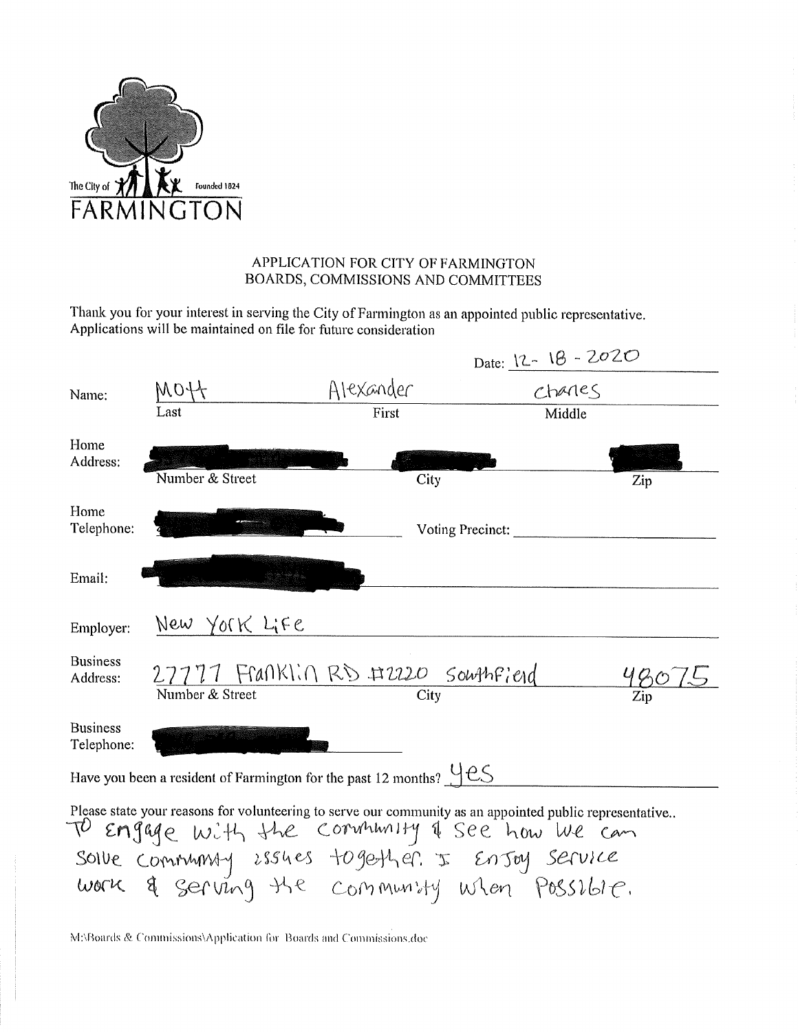The City of FARMINGTON Founded 1824

APPLICATION FOR CITY OF FARMINGTON
BOARDS, COMMISSIONS AND COMMITTEES

Thank you for your interest in serving the City of Farmington as an appointed public representative. Applications will be maintained on file for future consideration

Date: 12-18-2020

Name: Mott (Last) Alexander (First) Charles (Middle)

Home Address: [redacted] (Number & Street) [redacted] (City) [redacted] (Zip)

Home Telephone: [redacted] Voting Precinct: ______

Email: [redacted]

Employer: New York Life

Business Address: 27777 Franklin RD #2220 (Number & Street) Southfield (City) 48075 (Zip)

Business Telephone: [redacted]

Have you been a resident of Farmington for the past 12 months? yes

Please state your reasons for volunteering to serve our community as an appointed public representative..
To engage with the community & see how we can solve community issues together. I enjoy service work & serving the community when possible.

M:\Boards & Commissions\Application for Boards and Commissions.doc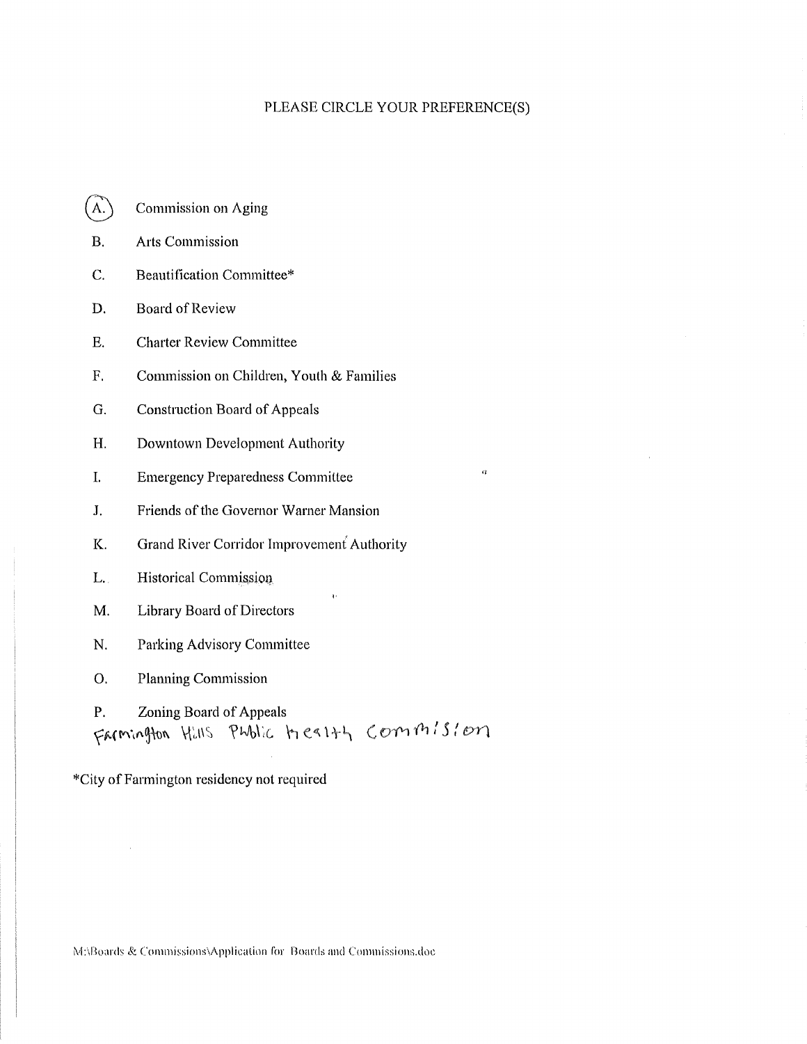PLEASE CIRCLE YOUR PREFERENCE(S)

- (A.) Commission on Aging
- B. Arts Commission
- C. Beautification Committee*
- D. Board of Review
- E. Charter Review Committee
- F. Commission on Children, Youth & Families
- G. Construction Board of Appeals
- H. Downtown Development Authority
- I. Emergency Preparedness Committee
- J. Friends of the Governor Warner Mansion
- K. Grand River Corridor Improvement Authority
- L. Historical Commission
- M. Library Board of Directors
- N. Parking Advisory Committee
- O. Planning Commission
- P. Zoning Board of Appeals

Farmington Hills Public Health Commision

*City of Farmington residency not required

M:\Boards & Commissions\Application for Boards and Commissions.doc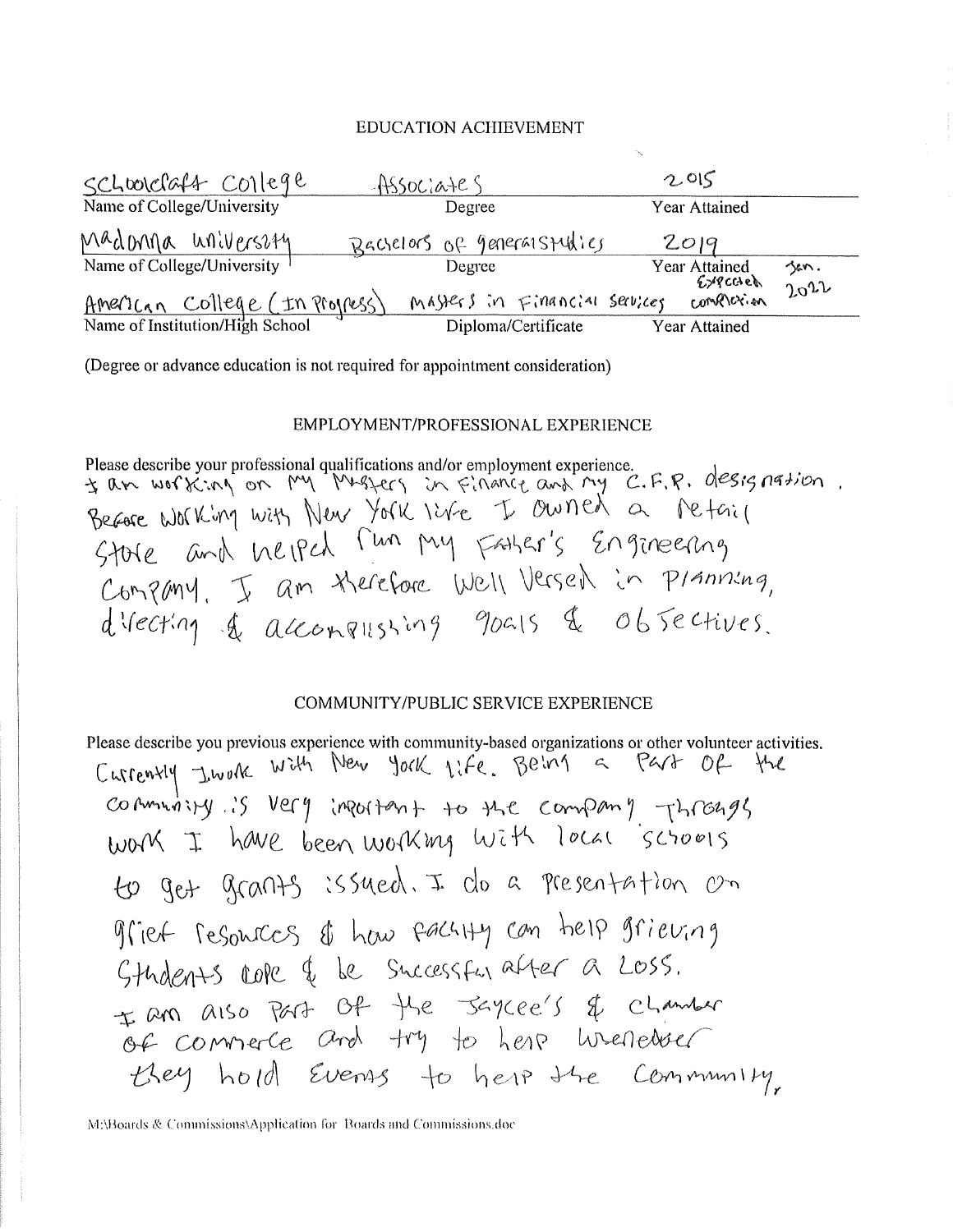## EDUCATION ACHIEVEMENT

| Name of College/University | Degree | Year Attained |
|---|---|---|
| Schoolcraft College | Associates | 2015 |
| Madonna University | Bachelors of general studies | 2019 |

| Name of Institution/High School | Diploma/Certificate | Year Attained |
|---|---|---|
| American College (In Progress) | Masters in Financial Services | Expected completion Jan. 2022 |

(Degree or advance education is not required for appointment consideration)

## EMPLOYMENT/PROFESSIONAL EXPERIENCE

Please describe your professional qualifications and/or employment experience.

I am working on my Masters in Finance and my C.F.P. designation. Before working with New York life I owned a retail store and helped run my father's Engineering Company. I am therefore well versed in planning, directing & accomplishing goals & objectives.

## COMMUNITY/PUBLIC SERVICE EXPERIENCE

Please describe you previous experience with community-based organizations or other volunteer activities.

Currently I work with New York life. Being a part of the community is very important to the company. Through work I have been working with local schools to get grants issued. I do a presentation on grief resources & how faculty can help grieving students cope & be successful after a loss. I am also part of the Jaycee's & Chamber of Commerce and try to help whenever they hold events to help the community.

M:\Boards & Commissions\Application for Boards and Commissions.doc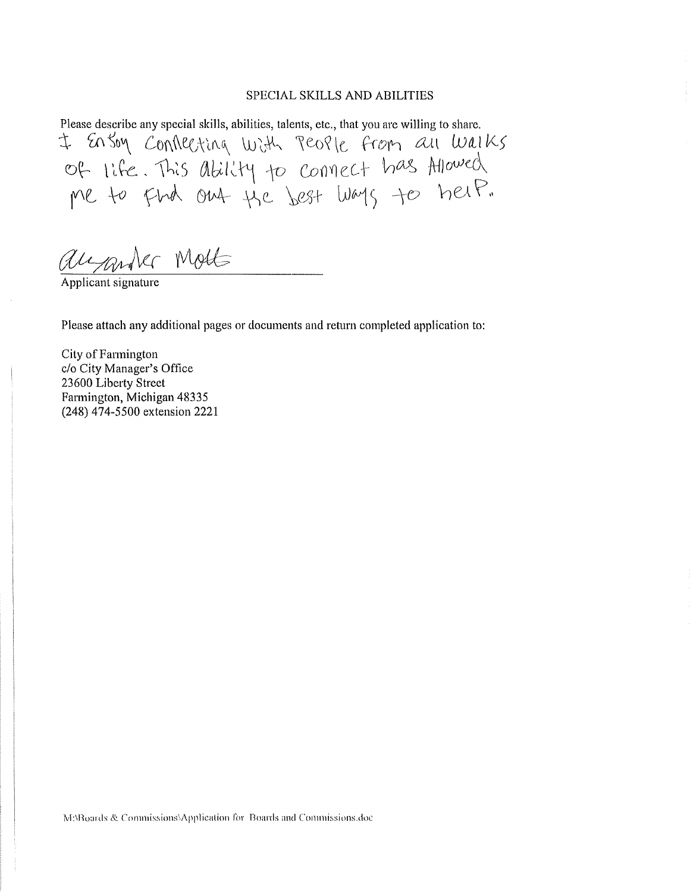## SPECIAL SKILLS AND ABILITIES

Please describe any special skills, abilities, talents, etc., that you are willing to share.

I Enjoy Connecting With People from all walks of life. This ability to connect has Allowed me to find out the best ways to help.

Alexander Mott

Applicant signature

Please attach any additional pages or documents and return completed application to:

City of Farmington
c/o City Manager's Office
23600 Liberty Street
Farmington, Michigan 48335
(248) 474-5500 extension 2221

M:\Boards & Commissions\Application for Boards and Commissions.doc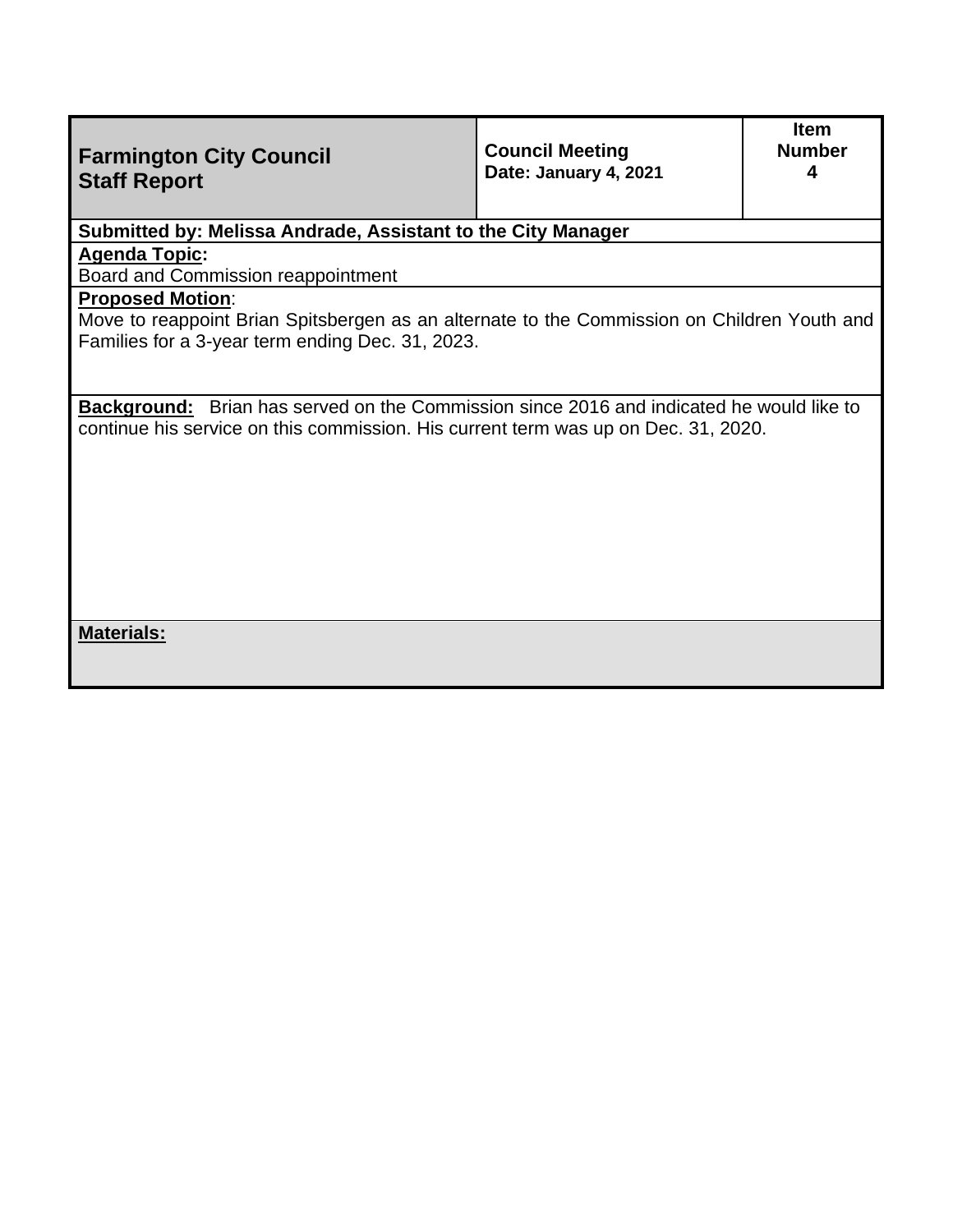| Farmington City Council Staff Report | Council Meeting Date: January 4, 2021 | Item Number 4 |
|---|---|---|

**Submitted by: Melissa Andrade, Assistant to the City Manager**

**Agenda Topic:**
Board and Commission reappointment

**Proposed Motion**:
Move to reappoint Brian Spitsbergen as an alternate to the Commission on Children Youth and Families for a 3-year term ending Dec. 31, 2023.

**Background:** Brian has served on the Commission since 2016 and indicated he would like to continue his service on this commission. His current term was up on Dec. 31, 2020.

**Materials:**